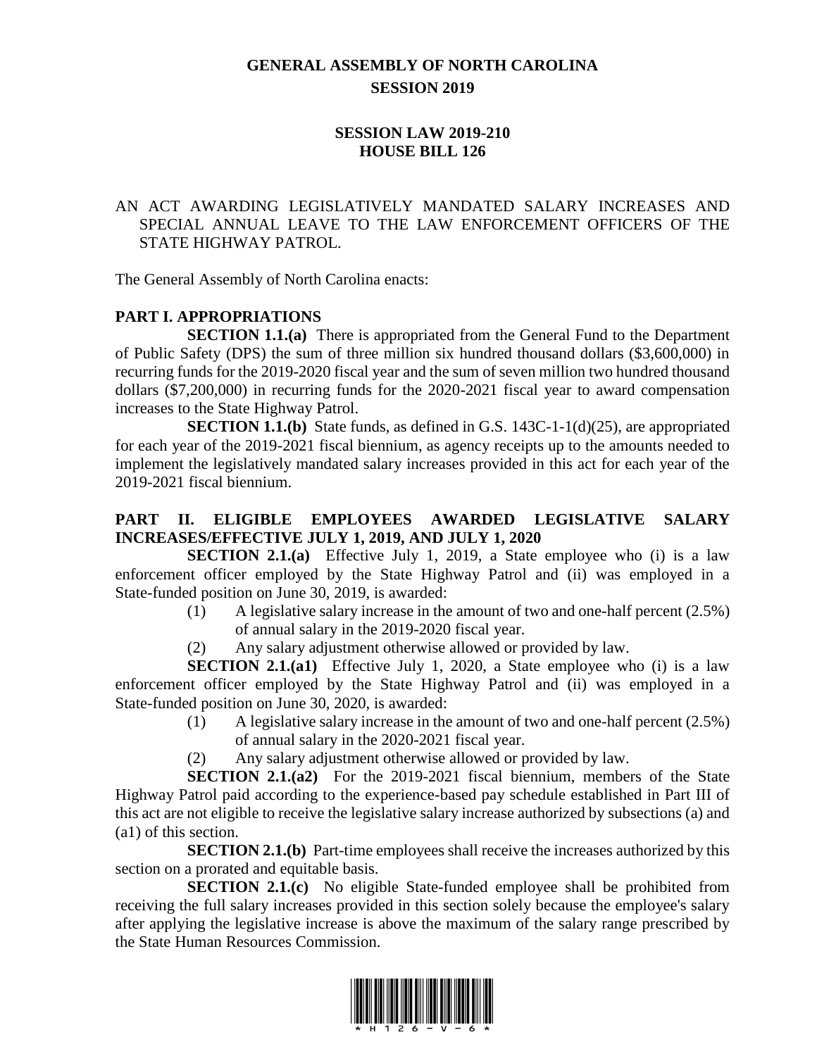# GENERAL ASSEMBLY OF NORTH CAROLINA
## SESSION 2019

## SESSION LAW 2019-210
## HOUSE BILL 126

AN ACT AWARDING LEGISLATIVELY MANDATED SALARY INCREASES AND SPECIAL ANNUAL LEAVE TO THE LAW ENFORCEMENT OFFICERS OF THE STATE HIGHWAY PATROL.

The General Assembly of North Carolina enacts:

### PART I. APPROPRIATIONS

**SECTION 1.1.(a)** There is appropriated from the General Fund to the Department of Public Safety (DPS) the sum of three million six hundred thousand dollars ($3,600,000) in recurring funds for the 2019-2020 fiscal year and the sum of seven million two hundred thousand dollars ($7,200,000) in recurring funds for the 2020-2021 fiscal year to award compensation increases to the State Highway Patrol.

**SECTION 1.1.(b)** State funds, as defined in G.S. 143C-1-1(d)(25), are appropriated for each year of the 2019-2021 fiscal biennium, as agency receipts up to the amounts needed to implement the legislatively mandated salary increases provided in this act for each year of the 2019-2021 fiscal biennium.

### PART II. ELIGIBLE EMPLOYEES AWARDED LEGISLATIVE SALARY INCREASES/EFFECTIVE JULY 1, 2019, AND JULY 1, 2020

**SECTION 2.1.(a)** Effective July 1, 2019, a State employee who (i) is a law enforcement officer employed by the State Highway Patrol and (ii) was employed in a State-funded position on June 30, 2019, is awarded:

(1) A legislative salary increase in the amount of two and one-half percent (2.5%) of annual salary in the 2019-2020 fiscal year.

(2) Any salary adjustment otherwise allowed or provided by law.

**SECTION 2.1.(a1)** Effective July 1, 2020, a State employee who (i) is a law enforcement officer employed by the State Highway Patrol and (ii) was employed in a State-funded position on June 30, 2020, is awarded:

(1) A legislative salary increase in the amount of two and one-half percent (2.5%) of annual salary in the 2020-2021 fiscal year.

(2) Any salary adjustment otherwise allowed or provided by law.

**SECTION 2.1.(a2)** For the 2019-2021 fiscal biennium, members of the State Highway Patrol paid according to the experience-based pay schedule established in Part III of this act are not eligible to receive the legislative salary increase authorized by subsections (a) and (a1) of this section.

**SECTION 2.1.(b)** Part-time employees shall receive the increases authorized by this section on a prorated and equitable basis.

**SECTION 2.1.(c)** No eligible State-funded employee shall be prohibited from receiving the full salary increases provided in this section solely because the employee's salary after applying the legislative increase is above the maximum of the salary range prescribed by the State Human Resources Commission.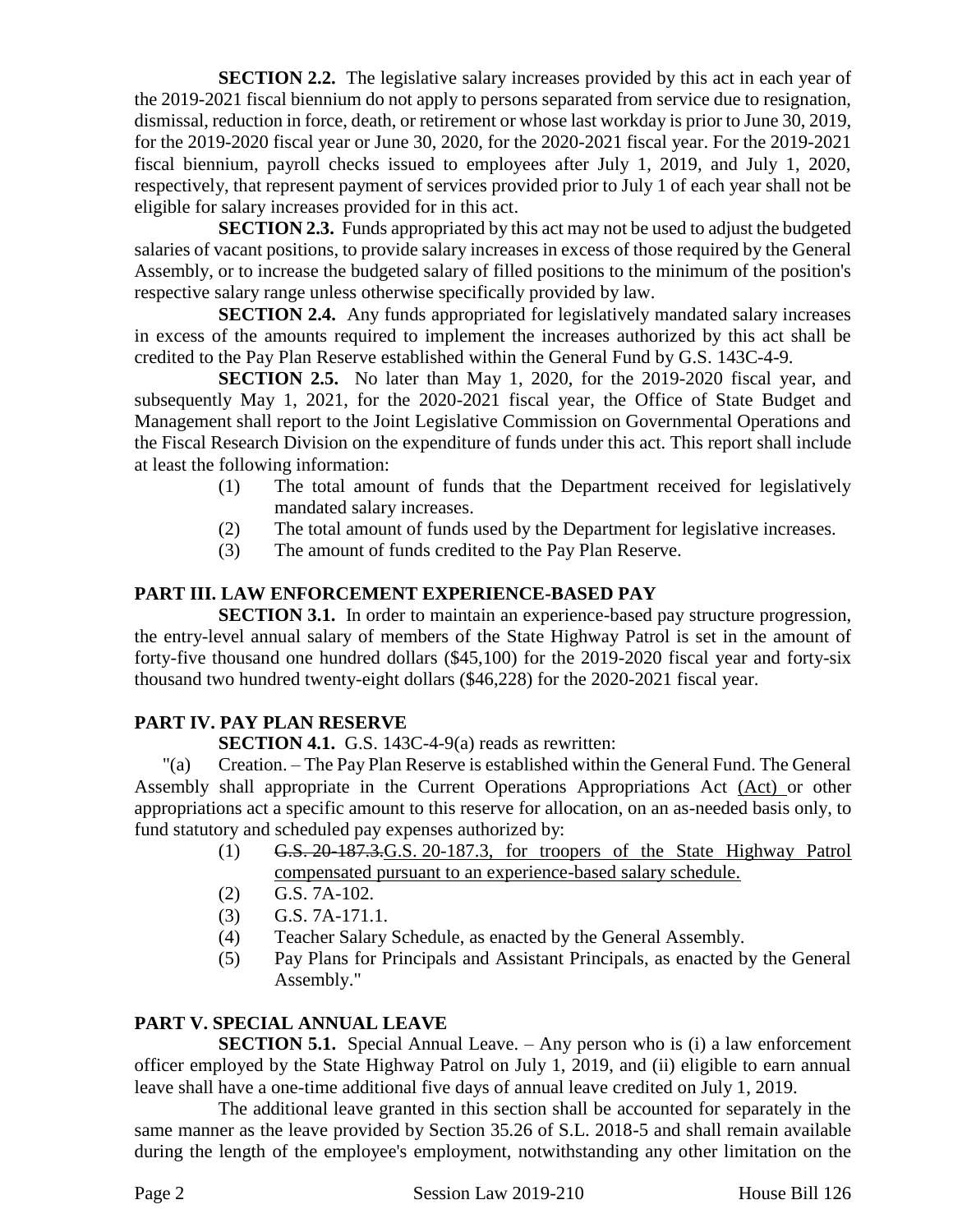**SECTION 2.2.** The legislative salary increases provided by this act in each year of the 2019-2021 fiscal biennium do not apply to persons separated from service due to resignation, dismissal, reduction in force, death, or retirement or whose last workday is prior to June 30, 2019, for the 2019-2020 fiscal year or June 30, 2020, for the 2020-2021 fiscal year. For the 2019-2021 fiscal biennium, payroll checks issued to employees after July 1, 2019, and July 1, 2020, respectively, that represent payment of services provided prior to July 1 of each year shall not be eligible for salary increases provided for in this act.

**SECTION 2.3.** Funds appropriated by this act may not be used to adjust the budgeted salaries of vacant positions, to provide salary increases in excess of those required by the General Assembly, or to increase the budgeted salary of filled positions to the minimum of the position's respective salary range unless otherwise specifically provided by law.

**SECTION 2.4.** Any funds appropriated for legislatively mandated salary increases in excess of the amounts required to implement the increases authorized by this act shall be credited to the Pay Plan Reserve established within the General Fund by G.S. 143C-4-9.

**SECTION 2.5.** No later than May 1, 2020, for the 2019-2020 fiscal year, and subsequently May 1, 2021, for the 2020-2021 fiscal year, the Office of State Budget and Management shall report to the Joint Legislative Commission on Governmental Operations and the Fiscal Research Division on the expenditure of funds under this act. This report shall include at least the following information:

(1) The total amount of funds that the Department received for legislatively mandated salary increases.
(2) The total amount of funds used by the Department for legislative increases.
(3) The amount of funds credited to the Pay Plan Reserve.

## PART III. LAW ENFORCEMENT EXPERIENCE-BASED PAY

**SECTION 3.1.** In order to maintain an experience-based pay structure progression, the entry-level annual salary of members of the State Highway Patrol is set in the amount of forty-five thousand one hundred dollars ($45,100) for the 2019-2020 fiscal year and forty-six thousand two hundred twenty-eight dollars ($46,228) for the 2020-2021 fiscal year.

## PART IV. PAY PLAN RESERVE

**SECTION 4.1.** G.S. 143C-4-9(a) reads as rewritten:

"(a) Creation. – The Pay Plan Reserve is established within the General Fund. The General Assembly shall appropriate in the Current Operations Appropriations Act (Act) or other appropriations act a specific amount to this reserve for allocation, on an as-needed basis only, to fund statutory and scheduled pay expenses authorized by:

(1) ~~G.S. 20-187.3.~~G.S. 20-187.3, for troopers of the State Highway Patrol compensated pursuant to an experience-based salary schedule.
(2) G.S. 7A-102.
(3) G.S. 7A-171.1.
(4) Teacher Salary Schedule, as enacted by the General Assembly.
(5) Pay Plans for Principals and Assistant Principals, as enacted by the General Assembly."

## PART V. SPECIAL ANNUAL LEAVE

**SECTION 5.1.** Special Annual Leave. – Any person who is (i) a law enforcement officer employed by the State Highway Patrol on July 1, 2019, and (ii) eligible to earn annual leave shall have a one-time additional five days of annual leave credited on July 1, 2019.

The additional leave granted in this section shall be accounted for separately in the same manner as the leave provided by Section 35.26 of S.L. 2018-5 and shall remain available during the length of the employee's employment, notwithstanding any other limitation on the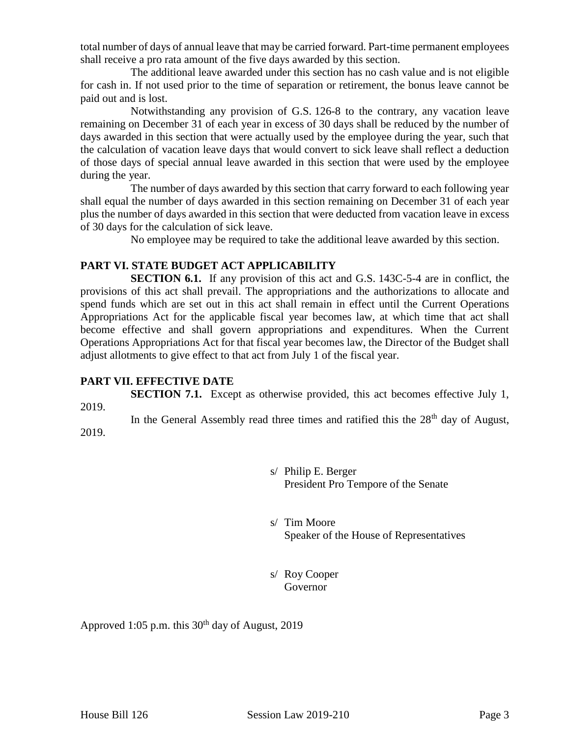total number of days of annual leave that may be carried forward. Part-time permanent employees shall receive a pro rata amount of the five days awarded by this section.

The additional leave awarded under this section has no cash value and is not eligible for cash in. If not used prior to the time of separation or retirement, the bonus leave cannot be paid out and is lost.

Notwithstanding any provision of G.S. 126-8 to the contrary, any vacation leave remaining on December 31 of each year in excess of 30 days shall be reduced by the number of days awarded in this section that were actually used by the employee during the year, such that the calculation of vacation leave days that would convert to sick leave shall reflect a deduction of those days of special annual leave awarded in this section that were used by the employee during the year.

The number of days awarded by this section that carry forward to each following year shall equal the number of days awarded in this section remaining on December 31 of each year plus the number of days awarded in this section that were deducted from vacation leave in excess of 30 days for the calculation of sick leave.

No employee may be required to take the additional leave awarded by this section.

**PART VI. STATE BUDGET ACT APPLICABILITY**

**SECTION 6.1.** If any provision of this act and G.S. 143C-5-4 are in conflict, the provisions of this act shall prevail. The appropriations and the authorizations to allocate and spend funds which are set out in this act shall remain in effect until the Current Operations Appropriations Act for the applicable fiscal year becomes law, at which time that act shall become effective and shall govern appropriations and expenditures. When the Current Operations Appropriations Act for that fiscal year becomes law, the Director of the Budget shall adjust allotments to give effect to that act from July 1 of the fiscal year.

**PART VII. EFFECTIVE DATE**

**SECTION 7.1.** Except as otherwise provided, this act becomes effective July 1, 2019.

In the General Assembly read three times and ratified this the 28th day of August, 2019.

s/ Philip E. Berger
President Pro Tempore of the Senate

s/ Tim Moore
Speaker of the House of Representatives

s/ Roy Cooper
Governor

Approved 1:05 p.m. this 30th day of August, 2019